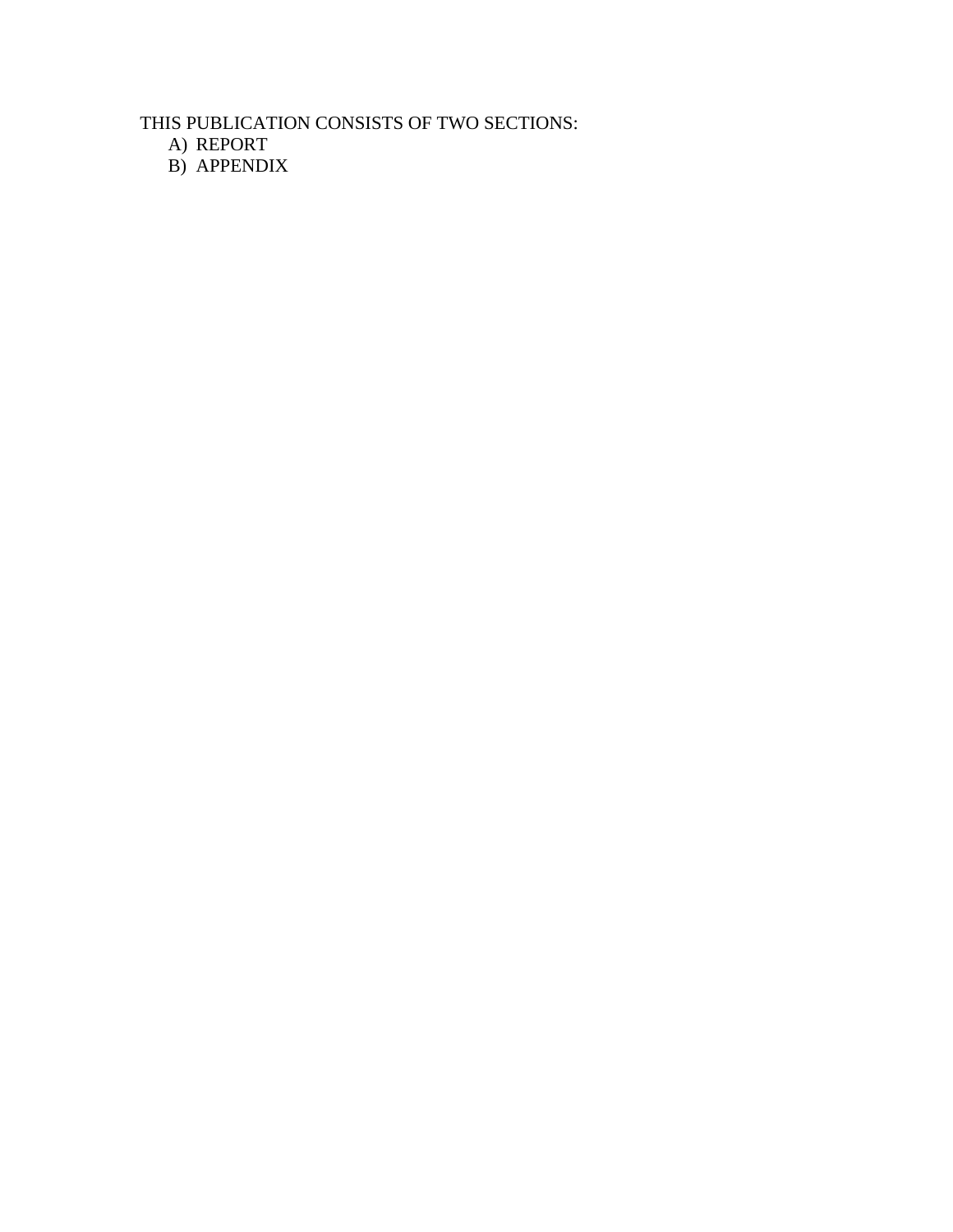THIS PUBLICATION CONSISTS OF TWO SECTIONS:

A) REPORT
B) APPENDIX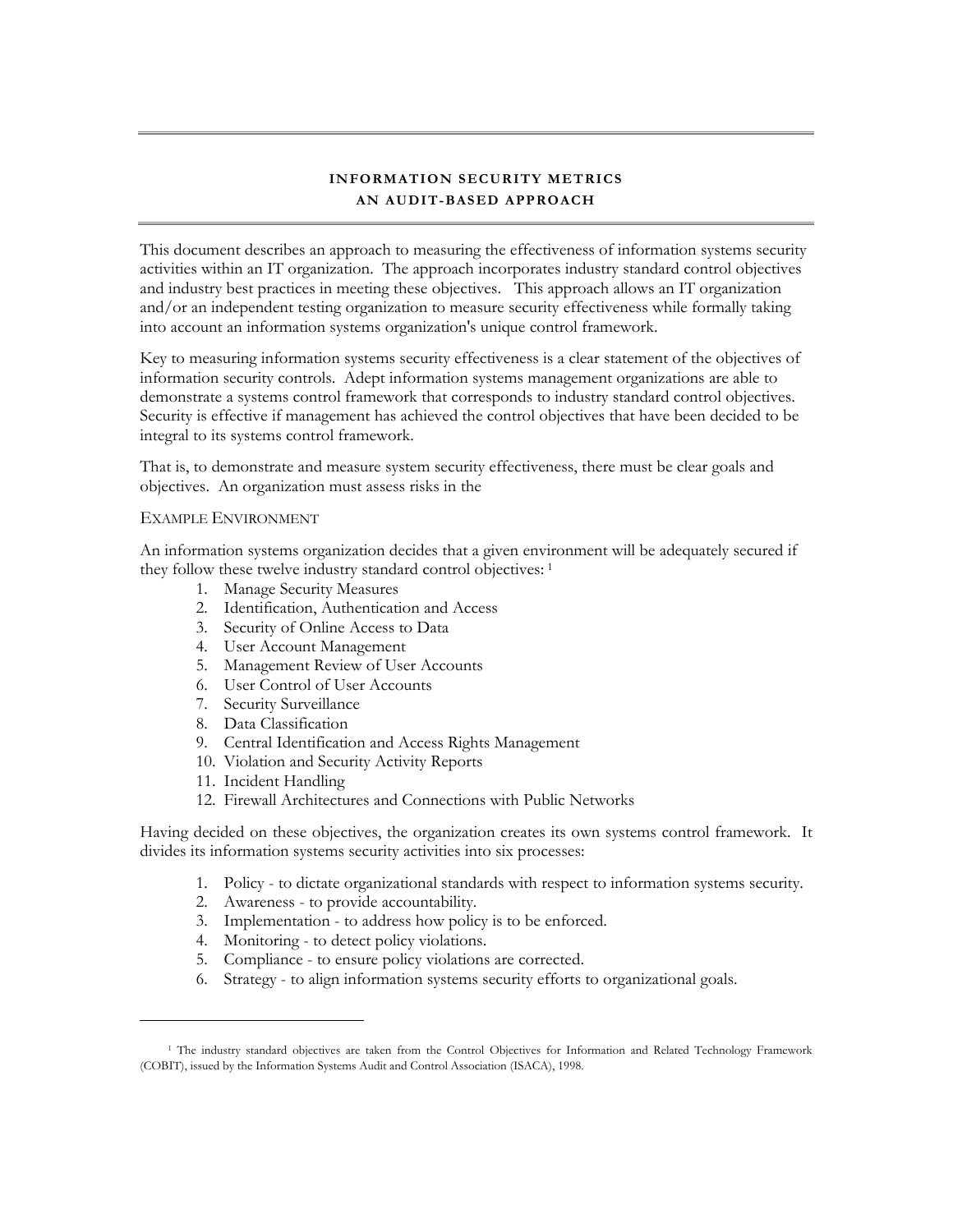# INFORMATION SECURITY METRICS
## AN AUDIT-BASED APPROACH

This document describes an approach to measuring the effectiveness of information systems security activities within an IT organization. The approach incorporates industry standard control objectives and industry best practices in meeting these objectives. This approach allows an IT organization and/or an independent testing organization to measure security effectiveness while formally taking into account an information systems organization's unique control framework.

Key to measuring information systems security effectiveness is a clear statement of the objectives of information security controls. Adept information systems management organizations are able to demonstrate a systems control framework that corresponds to industry standard control objectives. Security is effective if management has achieved the control objectives that have been decided to be integral to its systems control framework.

That is, to demonstrate and measure system security effectiveness, there must be clear goals and objectives. An organization must assess risks in the

### EXAMPLE ENVIRONMENT

An information systems organization decides that a given environment will be adequately secured if they follow these twelve industry standard control objectives: [1]

1. Manage Security Measures
2. Identification, Authentication and Access
3. Security of Online Access to Data
4. User Account Management
5. Management Review of User Accounts
6. User Control of User Accounts
7. Security Surveillance
8. Data Classification
9. Central Identification and Access Rights Management
10. Violation and Security Activity Reports
11. Incident Handling
12. Firewall Architectures and Connections with Public Networks

Having decided on these objectives, the organization creates its own systems control framework. It divides its information systems security activities into six processes:

1. Policy - to dictate organizational standards with respect to information systems security.
2. Awareness - to provide accountability.
3. Implementation - to address how policy is to be enforced.
4. Monitoring - to detect policy violations.
5. Compliance - to ensure policy violations are corrected.
6. Strategy - to align information systems security efforts to organizational goals.

---

[1] The industry standard objectives are taken from the Control Objectives for Information and Related Technology Framework (COBIT), issued by the Information Systems Audit and Control Association (ISACA), 1998.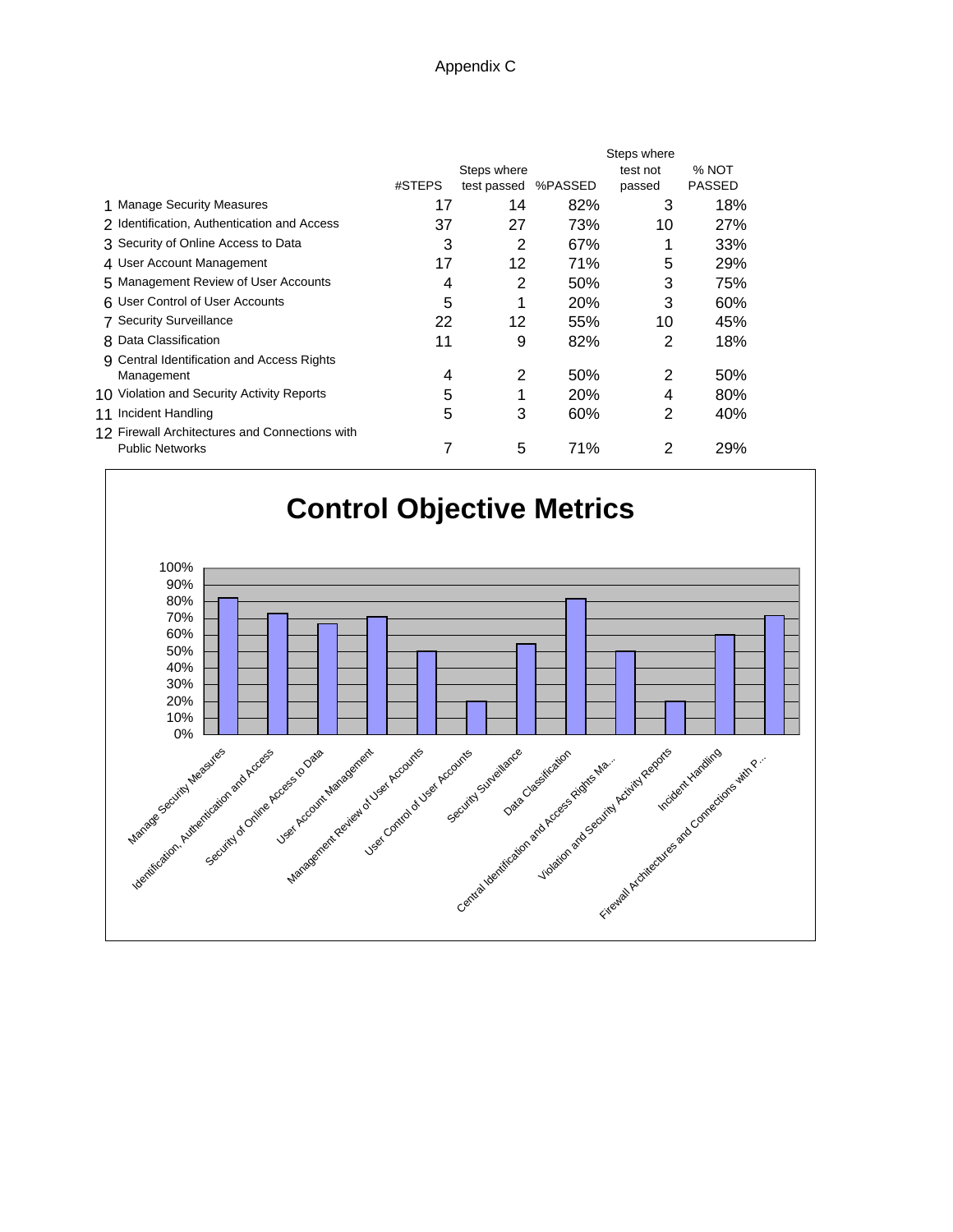Appendix C

| | | #STEPS | Steps where test passed | %PASSED | Steps where test not passed | % NOT PASSED |
|---|---|---|---|---|---|---|
| 1 | Manage Security Measures | 17 | 14 | 82% | 3 | 18% |
| 2 | Identification, Authentication and Access | 37 | 27 | 73% | 10 | 27% |
| 3 | Security of Online Access to Data | 3 | 2 | 67% | 1 | 33% |
| 4 | User Account Management | 17 | 12 | 71% | 5 | 29% |
| 5 | Management Review of User Accounts | 4 | 2 | 50% | 3 | 75% |
| 6 | User Control of User Accounts | 5 | 1 | 20% | 3 | 60% |
| 7 | Security Surveillance | 22 | 12 | 55% | 10 | 45% |
| 8 | Data Classification | 11 | 9 | 82% | 2 | 18% |
| 9 | Central Identification and Access Rights Management | 4 | 2 | 50% | 2 | 50% |
| 10 | Violation and Security Activity Reports | 5 | 1 | 20% | 4 | 80% |
| 11 | Incident Handling | 5 | 3 | 60% | 2 | 40% |
| 12 | Firewall Architectures and Connections with Public Networks | 7 | 5 | 71% | 2 | 29% |

**Control Objective Metrics**

100%
90%
80%
70%
60%
50%
40%
30%
20%
10%
0%

Manage Security Measures
Identification, Authentication and Access
Security of Online Access to Data
User Account Management
Management Review of User Accounts
User Control of User Accounts
Security Surveillance
Data Classification
Central Identification and Access Rights Ma...
Violation and Security Activity Reports
Incident Handling
Firewall Architectures and Connections with P...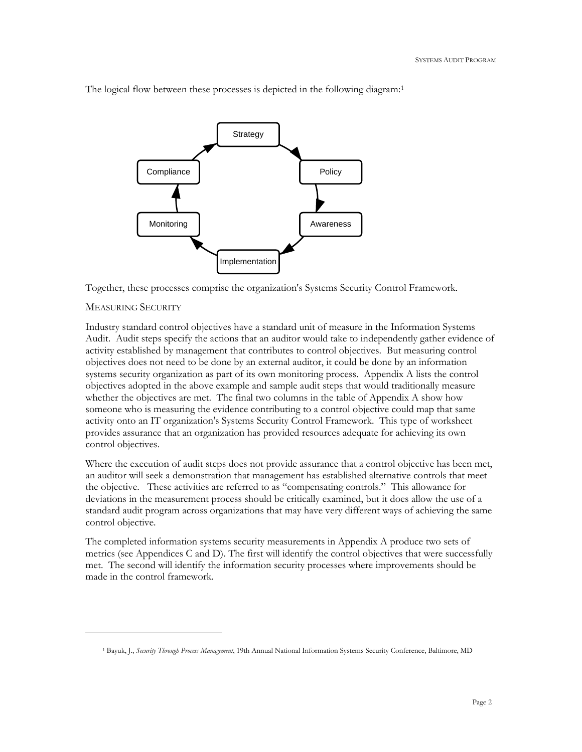The logical flow between these processes is depicted in the following diagram:[1]

Together, these processes comprise the organization's Systems Security Control Framework.

## MEASURING SECURITY

Industry standard control objectives have a standard unit of measure in the Information Systems Audit. Audit steps specify the actions that an auditor would take to independently gather evidence of activity established by management that contributes to control objectives. But measuring control objectives does not need to be done by an external auditor, it could be done by an information systems security organization as part of its own monitoring process. Appendix A lists the control objectives adopted in the above example and sample audit steps that would traditionally measure whether the objectives are met. The final two columns in the table of Appendix A show how someone who is measuring the evidence contributing to a control objective could map that same activity onto an IT organization's Systems Security Control Framework. This type of worksheet provides assurance that an organization has provided resources adequate for achieving its own control objectives.

Where the execution of audit steps does not provide assurance that a control objective has been met, an auditor will seek a demonstration that management has established alternative controls that meet the objective. These activities are referred to as "compensating controls." This allowance for deviations in the measurement process should be critically examined, but it does allow the use of a standard audit program across organizations that may have very different ways of achieving the same control objective.

The completed information systems security measurements in Appendix A produce two sets of metrics (see Appendices C and D). The first will identify the control objectives that were successfully met. The second will identify the information security processes where improvements should be made in the control framework.

---

[1] Bayuk, J., *Security Through Process Management*, 19th Annual National Information Systems Security Conference, Baltimore, MD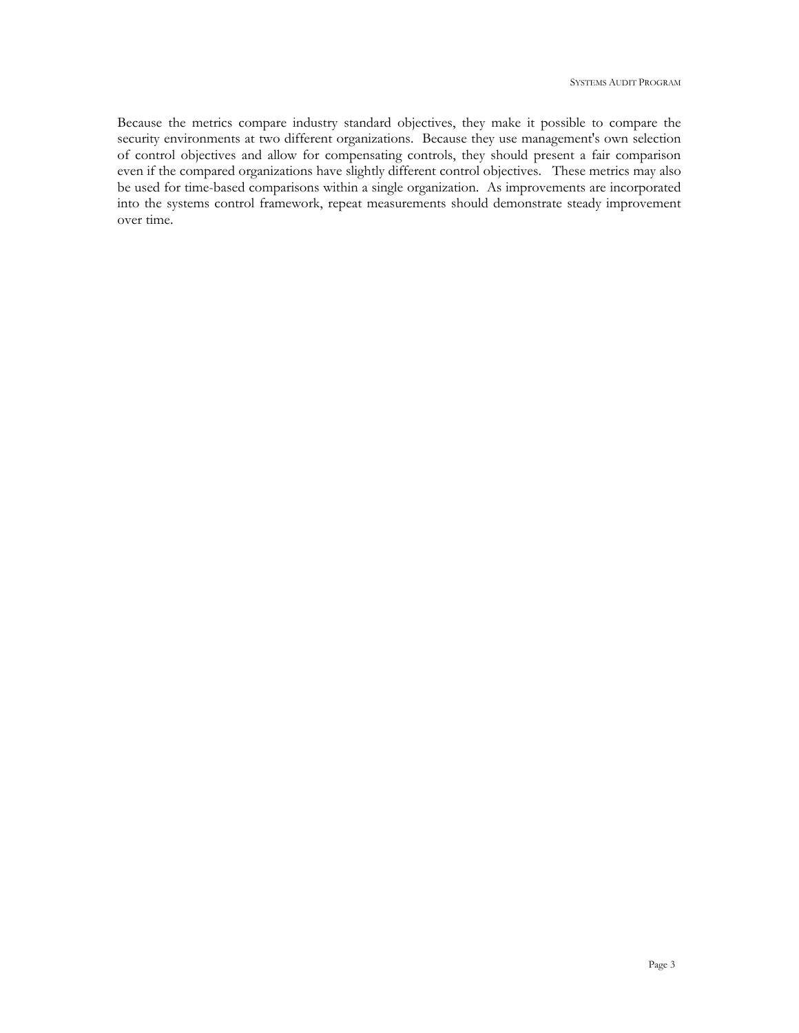Because the metrics compare industry standard objectives, they make it possible to compare the security environments at two different organizations. Because they use management's own selection of control objectives and allow for compensating controls, they should present a fair comparison even if the compared organizations have slightly different control objectives. These metrics may also be used for time-based comparisons within a single organization. As improvements are incorporated into the systems control framework, repeat measurements should demonstrate steady improvement over time.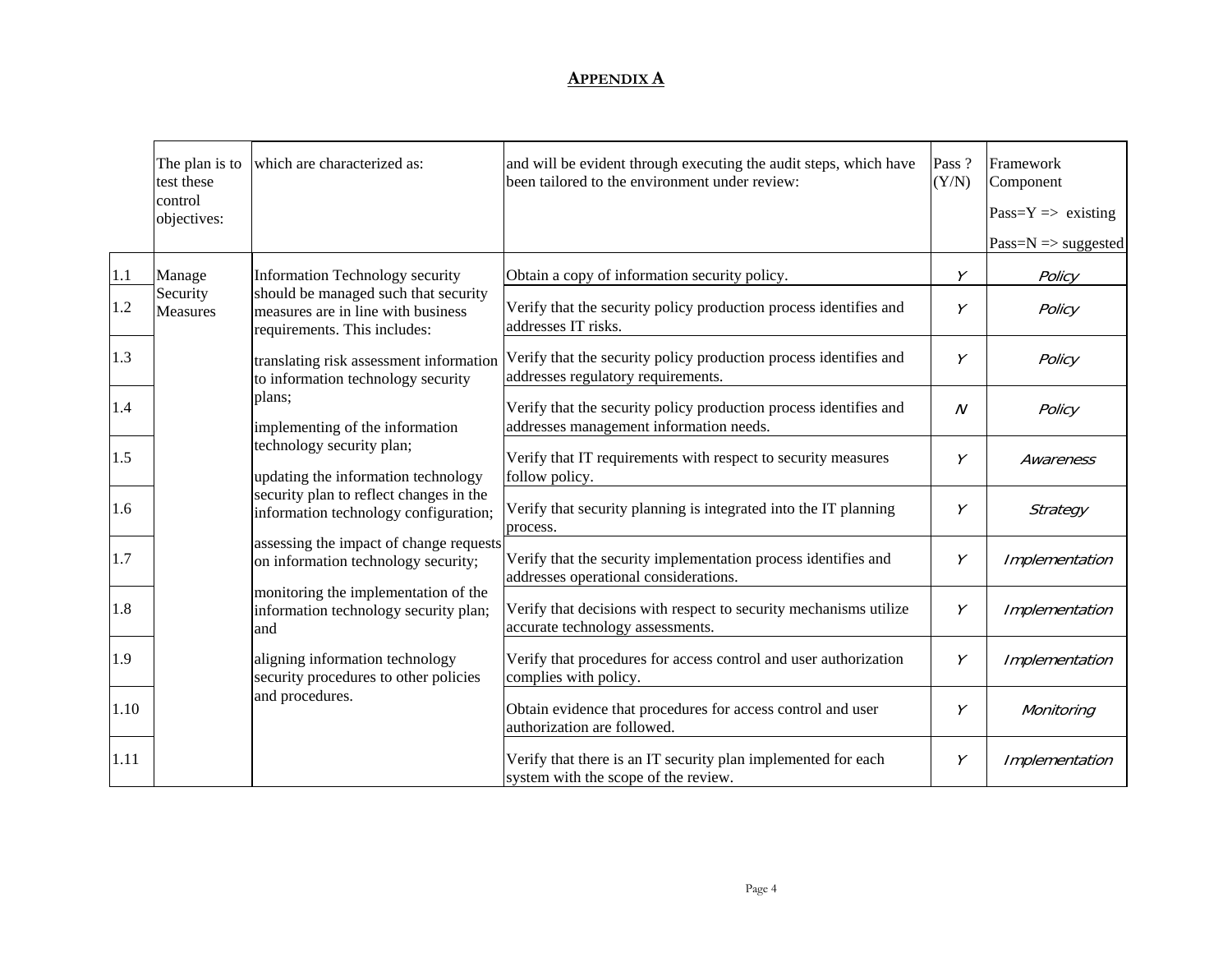# APPENDIX A

| | The plan is to test these control objectives: | which are characterized as: | and will be evident through executing the audit steps, which have been tailored to the environment under review: | Pass ? (Y/N) | Framework Component<br><br>Pass=Y => existing<br><br>Pass=N => suggested |
|---|---|---|---|---|---|
| 1.1 | Manage Security Measures | Information Technology security should be managed such that security measures are in line with business requirements. This includes:<br><br>translating risk assessment information to information technology security plans;<br><br>implementing of the information technology security plan;<br><br>updating the information technology security plan to reflect changes in the information technology configuration;<br><br>assessing the impact of change requests on information technology security;<br><br>monitoring the implementation of the information technology security plan; and<br><br>aligning information technology security procedures to other policies and procedures. | Obtain a copy of information security policy. | *Y* | *Policy* |
| 1.2 | | | Verify that the security policy production process identifies and addresses IT risks. | *Y* | *Policy* |
| 1.3 | | | Verify that the security policy production process identifies and addresses regulatory requirements. | *Y* | *Policy* |
| 1.4 | | | Verify that the security policy production process identifies and addresses management information needs. | *N* | *Policy* |
| 1.5 | | | Verify that IT requirements with respect to security measures follow policy. | *Y* | *Awareness* |
| 1.6 | | | Verify that security planning is integrated into the IT planning process. | *Y* | *Strategy* |
| 1.7 | | | Verify that the security implementation process identifies and addresses operational considerations. | *Y* | *Implementation* |
| 1.8 | | | Verify that decisions with respect to security mechanisms utilize accurate technology assessments. | *Y* | *Implementation* |
| 1.9 | | | Verify that procedures for access control and user authorization complies with policy. | *Y* | *Implementation* |
| 1.10 | | | Obtain evidence that procedures for access control and user authorization are followed. | *Y* | *Monitoring* |
| 1.11 | | | Verify that there is an IT security plan implemented for each system with the scope of the review. | *Y* | *Implementation* |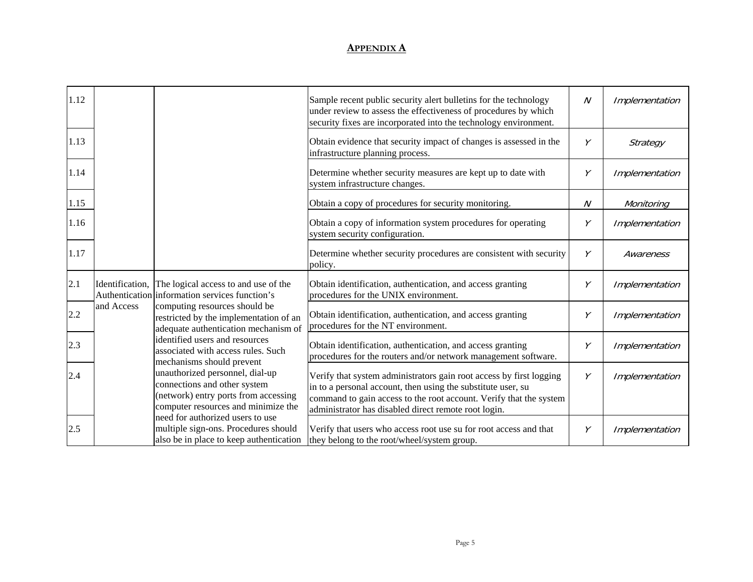## **APPENDIX A**

| | | | | | |
|---|---|---|---|---|---|
| 1.12 | | | Sample recent public security alert bulletins for the technology under review to assess the effectiveness of procedures by which security fixes are incorporated into the technology environment. | *N* | *Implementation* |
| 1.13 | | | Obtain evidence that security impact of changes is assessed in the infrastructure planning process. | *Y* | *Strategy* |
| 1.14 | | | Determine whether security measures are kept up to date with system infrastructure changes. | *Y* | *Implementation* |
| 1.15 | | | Obtain a copy of procedures for security monitoring. | *N* | *Monitoring* |
| 1.16 | | | Obtain a copy of information system procedures for operating system security configuration. | *Y* | *Implementation* |
| 1.17 | | | Determine whether security procedures are consistent with security policy. | *Y* | *Awareness* |
| 2.1 | Identification, Authentication and Access | The logical access to and use of the information services function's computing resources should be restricted by the implementation of an adequate authentication mechanism of identified users and resources associated with access rules. Such mechanisms should prevent unauthorized personnel, dial-up connections and other system (network) entry ports from accessing computer resources and minimize the need for authorized users to use multiple sign-ons. Procedures should also be in place to keep authentication | Obtain identification, authentication, and access granting procedures for the UNIX environment. | *Y* | *Implementation* |
| 2.2 | | | Obtain identification, authentication, and access granting procedures for the NT environment. | *Y* | *Implementation* |
| 2.3 | | | Obtain identification, authentication, and access granting procedures for the routers and/or network management software. | *Y* | *Implementation* |
| 2.4 | | | Verify that system administrators gain root access by first logging in to a personal account, then using the substitute user, su command to gain access to the root account. Verify that the system administrator has disabled direct remote root login. | *Y* | *Implementation* |
| 2.5 | | | Verify that users who access root use su for root access and that they belong to the root/wheel/system group. | *Y* | *Implementation* |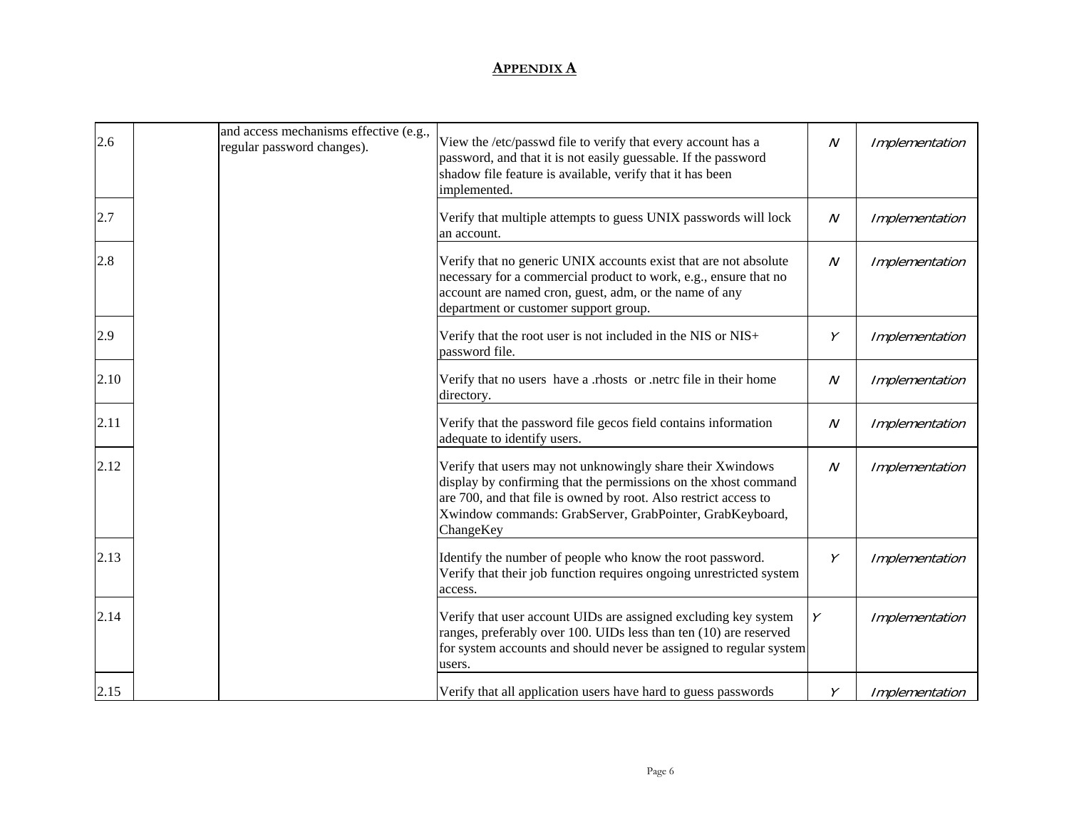**APPENDIX A**

| | | | | | |
|---|---|---|---|---|---|
| 2.6 | | and access mechanisms effective (e.g., regular password changes). | View the /etc/passwd file to verify that every account has a password, and that it is not easily guessable. If the password shadow file feature is available, verify that it has been implemented. | *N* | *Implementation* |
| 2.7 | | | Verify that multiple attempts to guess UNIX passwords will lock an account. | *N* | *Implementation* |
| 2.8 | | | Verify that no generic UNIX accounts exist that are not absolute necessary for a commercial product to work, e.g., ensure that no account are named cron, guest, adm, or the name of any department or customer support group. | *N* | *Implementation* |
| 2.9 | | | Verify that the root user is not included in the NIS or NIS+ password file. | *Y* | *Implementation* |
| 2.10 | | | Verify that no users have a .rhosts or .netrc file in their home directory. | *N* | *Implementation* |
| 2.11 | | | Verify that the password file gecos field contains information adequate to identify users. | *N* | *Implementation* |
| 2.12 | | | Verify that users may not unknowingly share their Xwindows display by confirming that the permissions on the xhost command are 700, and that file is owned by root. Also restrict access to Xwindow commands: GrabServer, GrabPointer, GrabKeyboard, ChangeKey | *N* | *Implementation* |
| 2.13 | | | Identify the number of people who know the root password. Verify that their job function requires ongoing unrestricted system access. | *Y* | *Implementation* |
| 2.14 | | | Verify that user account UIDs are assigned excluding key system ranges, preferably over 100. UIDs less than ten (10) are reserved for system accounts and should never be assigned to regular system users. | *Y* | *Implementation* |
| 2.15 | | | Verify that all application users have hard to guess passwords | *Y* | *Implementation* |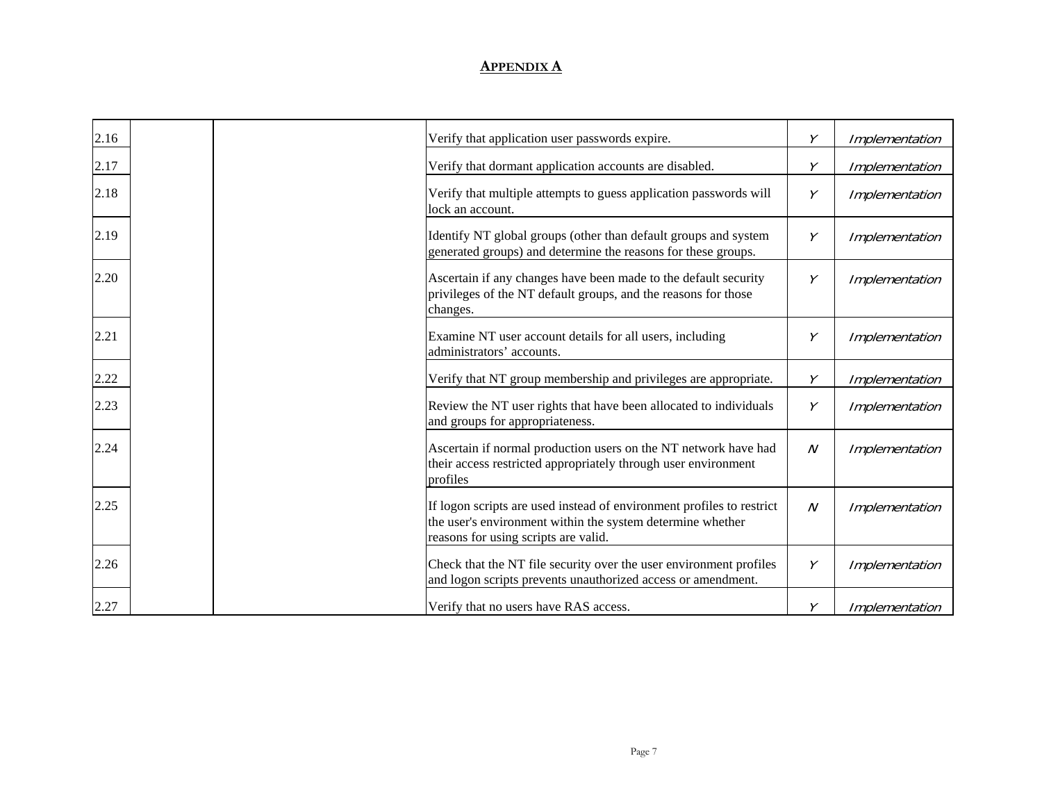**APPENDIX A**

| | | | | | |
|---|---|---|---|---|---|
| 2.16 | | | Verify that application user passwords expire. | *Y* | *Implementation* |
| 2.17 | | | Verify that dormant application accounts are disabled. | *Y* | *Implementation* |
| 2.18 | | | Verify that multiple attempts to guess application passwords will lock an account. | *Y* | *Implementation* |
| 2.19 | | | Identify NT global groups (other than default groups and system generated groups) and determine the reasons for these groups. | *Y* | *Implementation* |
| 2.20 | | | Ascertain if any changes have been made to the default security privileges of the NT default groups, and the reasons for those changes. | *Y* | *Implementation* |
| 2.21 | | | Examine NT user account details for all users, including administrators' accounts. | *Y* | *Implementation* |
| 2.22 | | | Verify that NT group membership and privileges are appropriate. | *Y* | *Implementation* |
| 2.23 | | | Review the NT user rights that have been allocated to individuals and groups for appropriateness. | *Y* | *Implementation* |
| 2.24 | | | Ascertain if normal production users on the NT network have had their access restricted appropriately through user environment profiles | *N* | *Implementation* |
| 2.25 | | | If logon scripts are used instead of environment profiles to restrict the user's environment within the system determine whether reasons for using scripts are valid. | *N* | *Implementation* |
| 2.26 | | | Check that the NT file security over the user environment profiles and logon scripts prevents unauthorized access or amendment. | *Y* | *Implementation* |
| 2.27 | | | Verify that no users have RAS access. | *Y* | *Implementation* |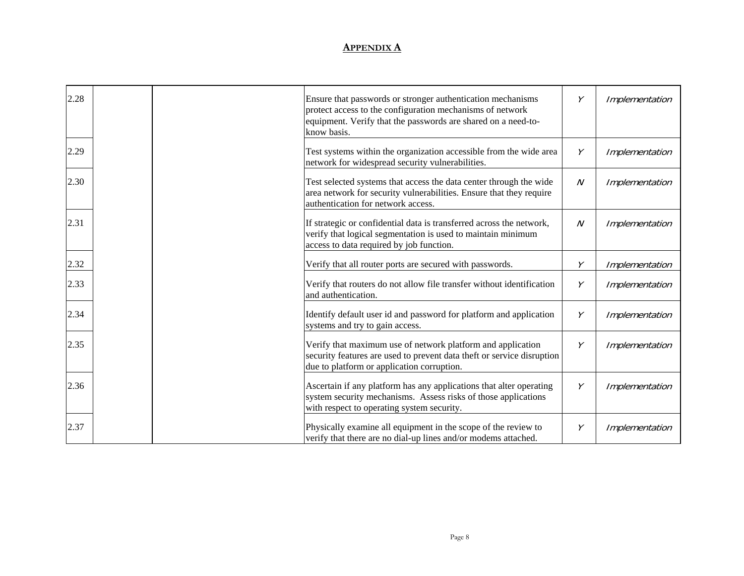**APPENDIX A**

| | | | | | |
|---|---|---|---|---|---|
| 2.28 | | | Ensure that passwords or stronger authentication mechanisms protect access to the configuration mechanisms of network equipment. Verify that the passwords are shared on a need-to-know basis. | *Y* | *Implementation* |
| 2.29 | | | Test systems within the organization accessible from the wide area network for widespread security vulnerabilities. | *Y* | *Implementation* |
| 2.30 | | | Test selected systems that access the data center through the wide area network for security vulnerabilities. Ensure that they require authentication for network access. | *N* | *Implementation* |
| 2.31 | | | If strategic or confidential data is transferred across the network, verify that logical segmentation is used to maintain minimum access to data required by job function. | *N* | *Implementation* |
| 2.32 | | | Verify that all router ports are secured with passwords. | *Y* | *Implementation* |
| 2.33 | | | Verify that routers do not allow file transfer without identification and authentication. | *Y* | *Implementation* |
| 2.34 | | | Identify default user id and password for platform and application systems and try to gain access. | *Y* | *Implementation* |
| 2.35 | | | Verify that maximum use of network platform and application security features are used to prevent data theft or service disruption due to platform or application corruption. | *Y* | *Implementation* |
| 2.36 | | | Ascertain if any platform has any applications that alter operating system security mechanisms. Assess risks of those applications with respect to operating system security. | *Y* | *Implementation* |
| 2.37 | | | Physically examine all equipment in the scope of the review to verify that there are no dial-up lines and/or modems attached. | *Y* | *Implementation* |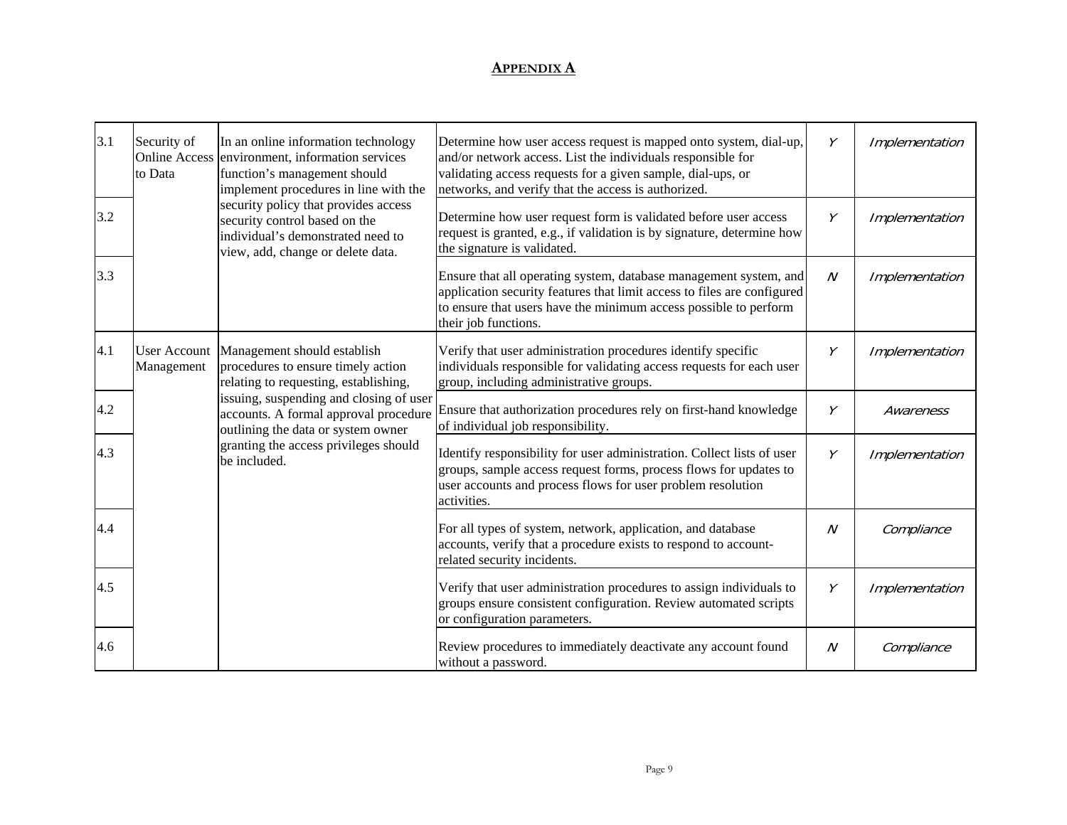## APPENDIX A

| | | | | | |
|---|---|---|---|---|---|
| 3.1 | Security of Online Access to Data | In an online information technology environment, information services function's management should implement procedures in line with the security policy that provides access security control based on the individual's demonstrated need to view, add, change or delete data. | Determine how user access request is mapped onto system, dial-up, and/or network access. List the individuals responsible for validating access requests for a given sample, dial-ups, or networks, and verify that the access is authorized. | *Y* | *Implementation* |
| 3.2 | | | Determine how user request form is validated before user access request is granted, e.g., if validation is by signature, determine how the signature is validated. | *Y* | *Implementation* |
| 3.3 | | | Ensure that all operating system, database management system, and application security features that limit access to files are configured to ensure that users have the minimum access possible to perform their job functions. | *N* | *Implementation* |
| 4.1 | User Account Management | Management should establish procedures to ensure timely action relating to requesting, establishing, issuing, suspending and closing of user accounts. A formal approval procedure outlining the data or system owner granting the access privileges should be included. | Verify that user administration procedures identify specific individuals responsible for validating access requests for each user group, including administrative groups. | *Y* | *Implementation* |
| 4.2 | | | Ensure that authorization procedures rely on first-hand knowledge of individual job responsibility. | *Y* | *Awareness* |
| 4.3 | | | Identify responsibility for user administration. Collect lists of user groups, sample access request forms, process flows for updates to user accounts and process flows for user problem resolution activities. | *Y* | *Implementation* |
| 4.4 | | | For all types of system, network, application, and database accounts, verify that a procedure exists to respond to account-related security incidents. | *N* | *Compliance* |
| 4.5 | | | Verify that user administration procedures to assign individuals to groups ensure consistent configuration. Review automated scripts or configuration parameters. | *Y* | *Implementation* |
| 4.6 | | | Review procedures to immediately deactivate any account found without a password. | *N* | *Compliance* |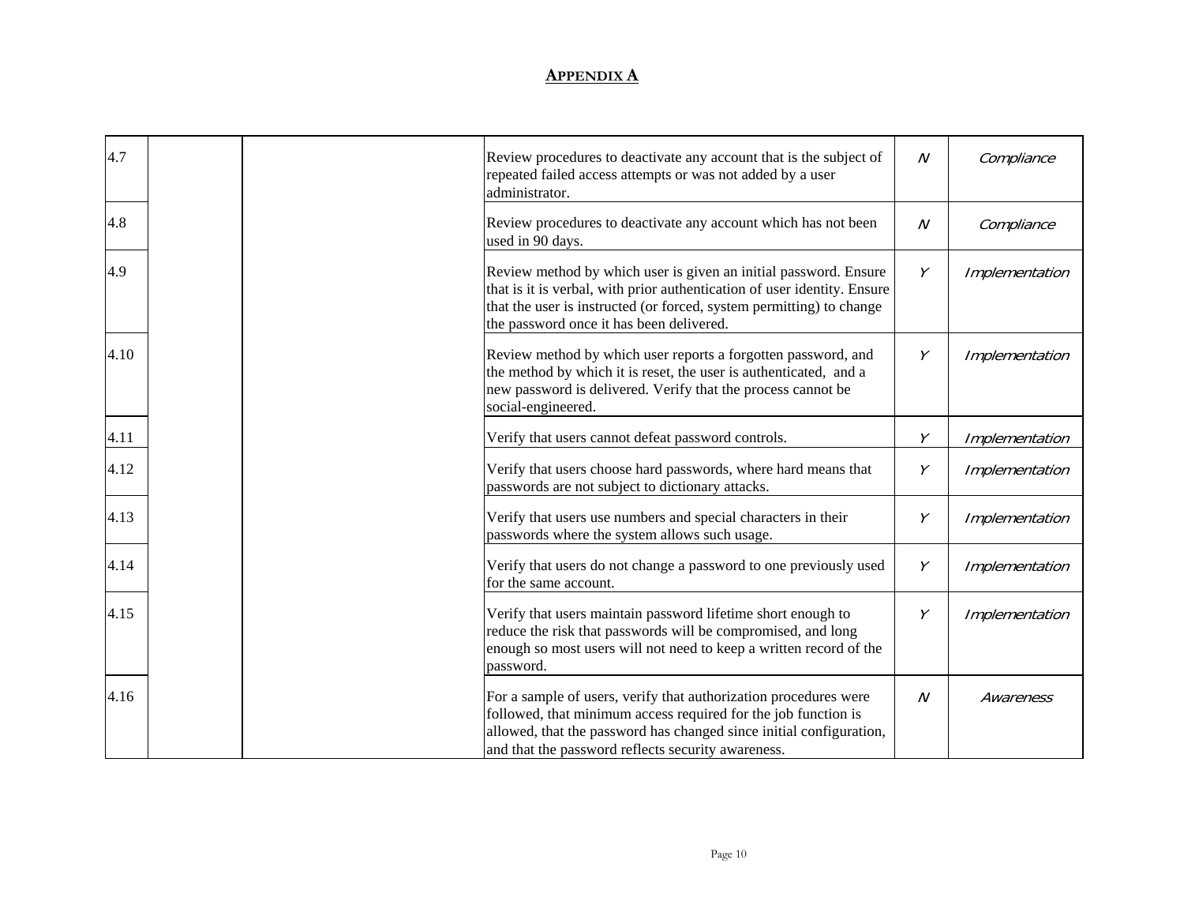**APPENDIX A**

| | | | | | |
|---|---|---|---|---|---|
| 4.7 | | | Review procedures to deactivate any account that is the subject of repeated failed access attempts or was not added by a user administrator. | *N* | *Compliance* |
| 4.8 | | | Review procedures to deactivate any account which has not been used in 90 days. | *N* | *Compliance* |
| 4.9 | | | Review method by which user is given an initial password. Ensure that is it is verbal, with prior authentication of user identity. Ensure that the user is instructed (or forced, system permitting) to change the password once it has been delivered. | *Y* | *Implementation* |
| 4.10 | | | Review method by which user reports a forgotten password, and the method by which it is reset, the user is authenticated, and a new password is delivered. Verify that the process cannot be social-engineered. | *Y* | *Implementation* |
| 4.11 | | | Verify that users cannot defeat password controls. | *Y* | *Implementation* |
| 4.12 | | | Verify that users choose hard passwords, where hard means that passwords are not subject to dictionary attacks. | *Y* | *Implementation* |
| 4.13 | | | Verify that users use numbers and special characters in their passwords where the system allows such usage. | *Y* | *Implementation* |
| 4.14 | | | Verify that users do not change a password to one previously used for the same account. | *Y* | *Implementation* |
| 4.15 | | | Verify that users maintain password lifetime short enough to reduce the risk that passwords will be compromised, and long enough so most users will not need to keep a written record of the password. | *Y* | *Implementation* |
| 4.16 | | | For a sample of users, verify that authorization procedures were followed, that minimum access required for the job function is allowed, that the password has changed since initial configuration, and that the password reflects security awareness. | *N* | *Awareness* |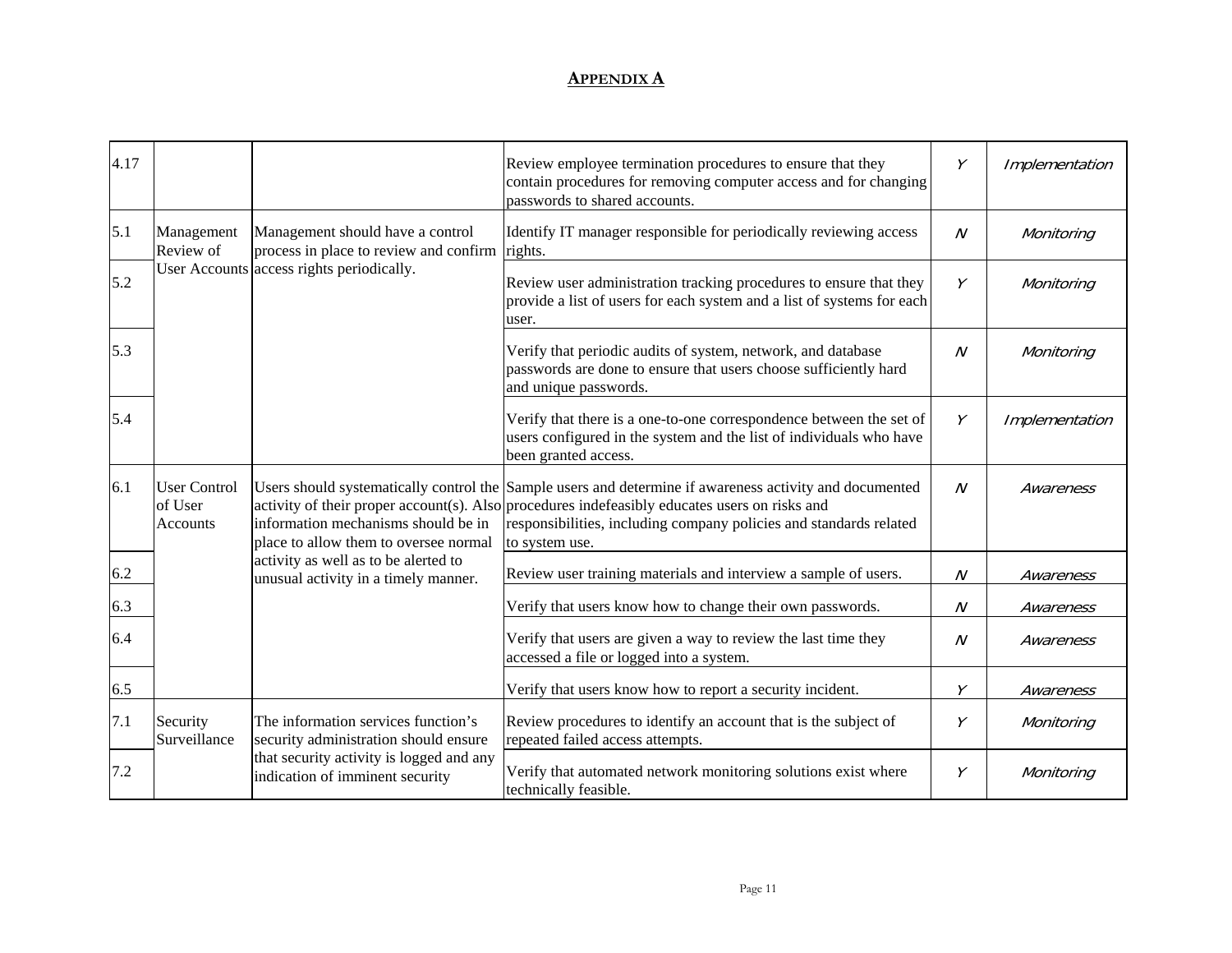## APPENDIX A

| | | | | | |
|---|---|---|---|---|---|
| 4.17 | | | Review employee termination procedures to ensure that they contain procedures for removing computer access and for changing passwords to shared accounts. | *Y* | *Implementation* |
| 5.1 | Management Review of User Accounts | Management should have a control process in place to review and confirm access rights periodically. | Identify IT manager responsible for periodically reviewing access rights. | *N* | *Monitoring* |
| 5.2 | | | Review user administration tracking procedures to ensure that they provide a list of users for each system and a list of systems for each user. | *Y* | *Monitoring* |
| 5.3 | | | Verify that periodic audits of system, network, and database passwords are done to ensure that users choose sufficiently hard and unique passwords. | *N* | *Monitoring* |
| 5.4 | | | Verify that there is a one-to-one correspondence between the set of users configured in the system and the list of individuals who have been granted access. | *Y* | *Implementation* |
| 6.1 | User Control of User Accounts | Users should systematically control the activity of their proper account(s). Also information mechanisms should be in place to allow them to oversee normal activity as well as to be alerted to unusual activity in a timely manner. | Sample users and determine if awareness activity and documented procedures indefeasibly educates users on risks and responsibilities, including company policies and standards related to system use. | *N* | *Awareness* |
| 6.2 | | | Review user training materials and interview a sample of users. | *N* | *Awareness* |
| 6.3 | | | Verify that users know how to change their own passwords. | *N* | *Awareness* |
| 6.4 | | | Verify that users are given a way to review the last time they accessed a file or logged into a system. | *N* | *Awareness* |
| 6.5 | | | Verify that users know how to report a security incident. | *Y* | *Awareness* |
| 7.1 | Security Surveillance | The information services function's security administration should ensure that security activity is logged and any indication of imminent security | Review procedures to identify an account that is the subject of repeated failed access attempts. | *Y* | *Monitoring* |
| 7.2 | | | Verify that automated network monitoring solutions exist where technically feasible. | *Y* | *Monitoring* |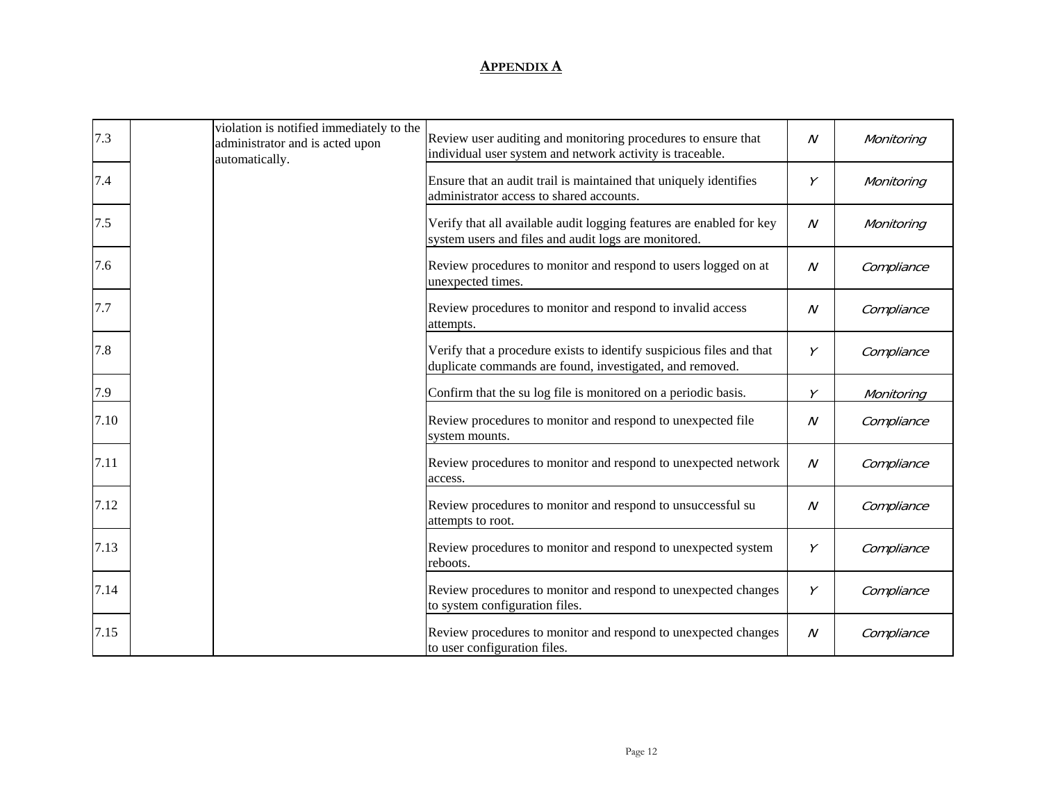## APPENDIX A

| | | | | | |
|---|---|---|---|---|---|
| 7.3 | | violation is notified immediately to the administrator and is acted upon automatically. | Review user auditing and monitoring procedures to ensure that individual user system and network activity is traceable. | *N* | *Monitoring* |
| 7.4 | | | Ensure that an audit trail is maintained that uniquely identifies administrator access to shared accounts. | *Y* | *Monitoring* |
| 7.5 | | | Verify that all available audit logging features are enabled for key system users and files and audit logs are monitored. | *N* | *Monitoring* |
| 7.6 | | | Review procedures to monitor and respond to users logged on at unexpected times. | *N* | *Compliance* |
| 7.7 | | | Review procedures to monitor and respond to invalid access attempts. | *N* | *Compliance* |
| 7.8 | | | Verify that a procedure exists to identify suspicious files and that duplicate commands are found, investigated, and removed. | *Y* | *Compliance* |
| 7.9 | | | Confirm that the su log file is monitored on a periodic basis. | *Y* | *Monitoring* |
| 7.10 | | | Review procedures to monitor and respond to unexpected file system mounts. | *N* | *Compliance* |
| 7.11 | | | Review procedures to monitor and respond to unexpected network access. | *N* | *Compliance* |
| 7.12 | | | Review procedures to monitor and respond to unsuccessful su attempts to root. | *N* | *Compliance* |
| 7.13 | | | Review procedures to monitor and respond to unexpected system reboots. | *Y* | *Compliance* |
| 7.14 | | | Review procedures to monitor and respond to unexpected changes to system configuration files. | *Y* | *Compliance* |
| 7.15 | | | Review procedures to monitor and respond to unexpected changes to user configuration files. | *N* | *Compliance* |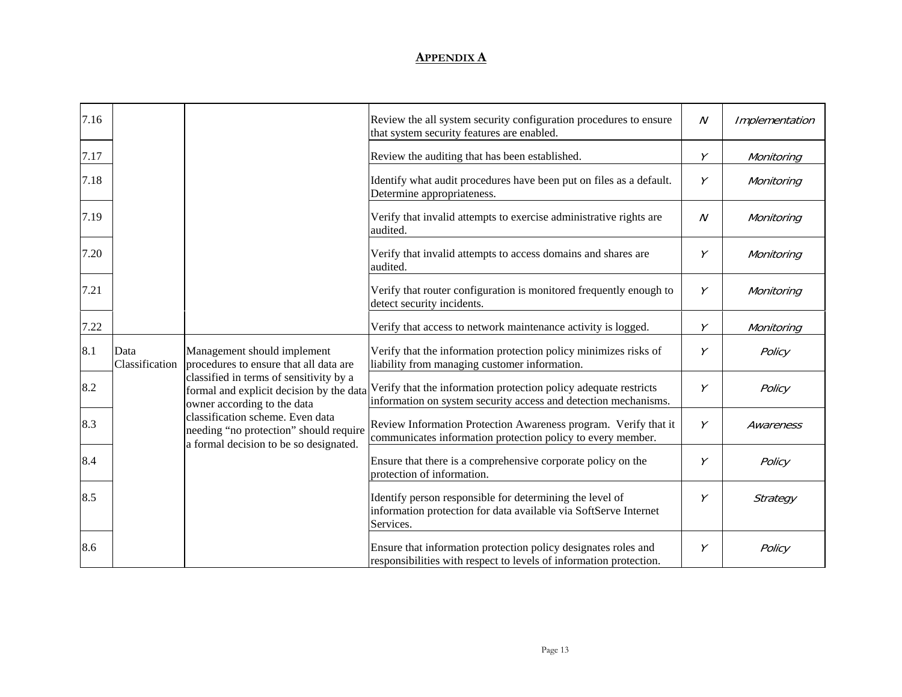## APPENDIX A

| | | | | | |
|---|---|---|---|---|---|
| 7.16 | | | Review the all system security configuration procedures to ensure that system security features are enabled. | N | Implementation |
| 7.17 | | | Review the auditing that has been established. | Y | Monitoring |
| 7.18 | | | Identify what audit procedures have been put on files as a default. Determine appropriateness. | Y | Monitoring |
| 7.19 | | | Verify that invalid attempts to exercise administrative rights are audited. | N | Monitoring |
| 7.20 | | | Verify that invalid attempts to access domains and shares are audited. | Y | Monitoring |
| 7.21 | | | Verify that router configuration is monitored frequently enough to detect security incidents. | Y | Monitoring |
| 7.22 | | | Verify that access to network maintenance activity is logged. | Y | Monitoring |
| 8.1 | Data Classification | Management should implement procedures to ensure that all data are classified in terms of sensitivity by a formal and explicit decision by the data owner according to the data classification scheme. Even data needing "no protection" should require a formal decision to be so designated. | Verify that the information protection policy minimizes risks of liability from managing customer information. | Y | Policy |
| 8.2 | | | Verify that the information protection policy adequate restricts information on system security access and detection mechanisms. | Y | Policy |
| 8.3 | | | Review Information Protection Awareness program. Verify that it communicates information protection policy to every member. | Y | Awareness |
| 8.4 | | | Ensure that there is a comprehensive corporate policy on the protection of information. | Y | Policy |
| 8.5 | | | Identify person responsible for determining the level of information protection for data available via SoftServe Internet Services. | Y | Strategy |
| 8.6 | | | Ensure that information protection policy designates roles and responsibilities with respect to levels of information protection. | Y | Policy |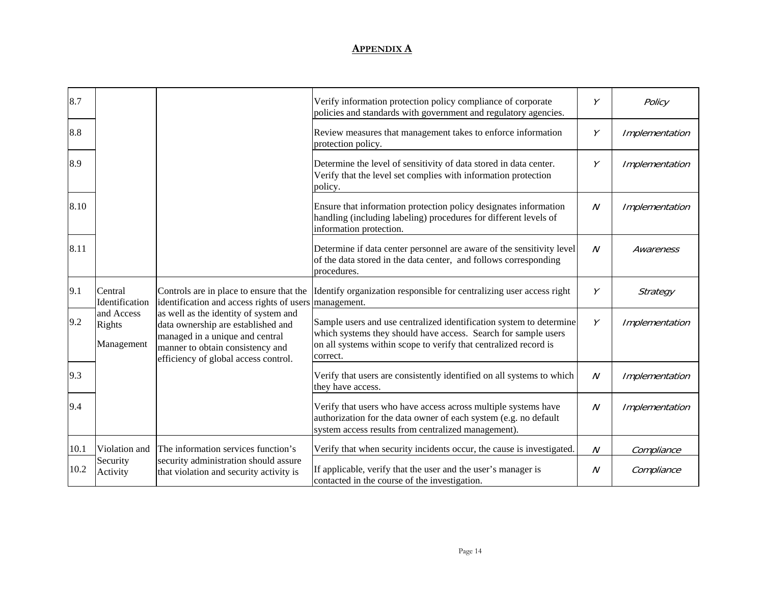**APPENDIX A**

| | | | | | |
|---|---|---|---|---|---|
| 8.7 | | | Verify information protection policy compliance of corporate policies and standards with government and regulatory agencies. | *Y* | *Policy* |
| 8.8 | | | Review measures that management takes to enforce information protection policy. | *Y* | *Implementation* |
| 8.9 | | | Determine the level of sensitivity of data stored in data center. Verify that the level set complies with information protection policy. | *Y* | *Implementation* |
| 8.10 | | | Ensure that information protection policy designates information handling (including labeling) procedures for different levels of information protection. | *N* | *Implementation* |
| 8.11 | | | Determine if data center personnel are aware of the sensitivity level of the data stored in the data center, and follows corresponding procedures. | *N* | *Awareness* |
| 9.1 | Central Identification and Access Rights Management | Controls are in place to ensure that the identification and access rights of users as well as the identity of system and data ownership are established and managed in a unique and central manner to obtain consistency and efficiency of global access control. | Identify organization responsible for centralizing user access right management. | *Y* | *Strategy* |
| 9.2 | | | Sample users and use centralized identification system to determine which systems they should have access. Search for sample users on all systems within scope to verify that centralized record is correct. | *Y* | *Implementation* |
| 9.3 | | | Verify that users are consistently identified on all systems to which they have access. | *N* | *Implementation* |
| 9.4 | | | Verify that users who have access across multiple systems have authorization for the data owner of each system (e.g. no default system access results from centralized management). | *N* | *Implementation* |
| 10.1 | Violation and Security Activity | The information services function's security administration should assure that violation and security activity is | Verify that when security incidents occur, the cause is investigated. | *N* | *Compliance* |
| 10.2 | | | If applicable, verify that the user and the user's manager is contacted in the course of the investigation. | *N* | *Compliance* |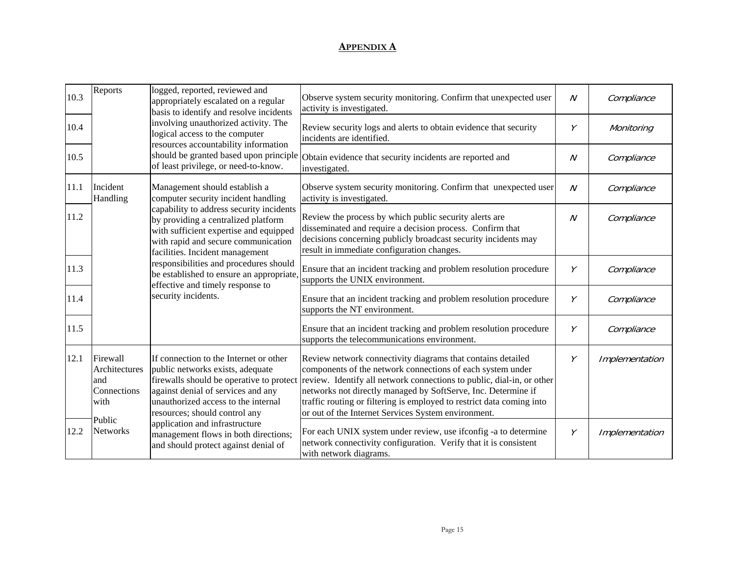## APPENDIX A

| | | | | | |
|---|---|---|---|---|---|
| 10.3 | Reports | logged, reported, reviewed and appropriately escalated on a regular basis to identify and resolve incidents involving unauthorized activity. The logical access to the computer resources accountability information should be granted based upon principle of least privilege, or need-to-know. | Observe system security monitoring. Confirm that unexpected user activity is investigated. | *N* | *Compliance* |
| 10.4 | | | Review security logs and alerts to obtain evidence that security incidents are identified. | *Y* | *Monitoring* |
| 10.5 | | | Obtain evidence that security incidents are reported and investigated. | *N* | *Compliance* |
| 11.1 | Incident Handling | Management should establish a computer security incident handling capability to address security incidents by providing a centralized platform with sufficient expertise and equipped with rapid and secure communication facilities. Incident management responsibilities and procedures should be established to ensure an appropriate, effective and timely response to security incidents. | Observe system security monitoring. Confirm that unexpected user activity is investigated. | *N* | *Compliance* |
| 11.2 | | | Review the process by which public security alerts are disseminated and require a decision process. Confirm that decisions concerning publicly broadcast security incidents may result in immediate configuration changes. | *N* | *Compliance* |
| 11.3 | | | Ensure that an incident tracking and problem resolution procedure supports the UNIX environment. | *Y* | *Compliance* |
| 11.4 | | | Ensure that an incident tracking and problem resolution procedure supports the NT environment. | *Y* | *Compliance* |
| 11.5 | | | Ensure that an incident tracking and problem resolution procedure supports the telecommunications environment. | *Y* | *Compliance* |
| 12.1 | Firewall Architectures and Connections with Public Networks | If connection to the Internet or other public networks exists, adequate firewalls should be operative to protect against denial of services and any unauthorized access to the internal resources; should control any application and infrastructure management flows in both directions; and should protect against denial of | Review network connectivity diagrams that contains detailed components of the network connections of each system under review. Identify all network connections to public, dial-in, or other networks not directly managed by SoftServe, Inc. Determine if traffic routing or filtering is employed to restrict data coming into or out of the Internet Services System environment. | *Y* | *Implementation* |
| 12.2 | | | For each UNIX system under review, use ifconfig -a to determine network connectivity configuration. Verify that it is consistent with network diagrams. | *Y* | *Implementation* |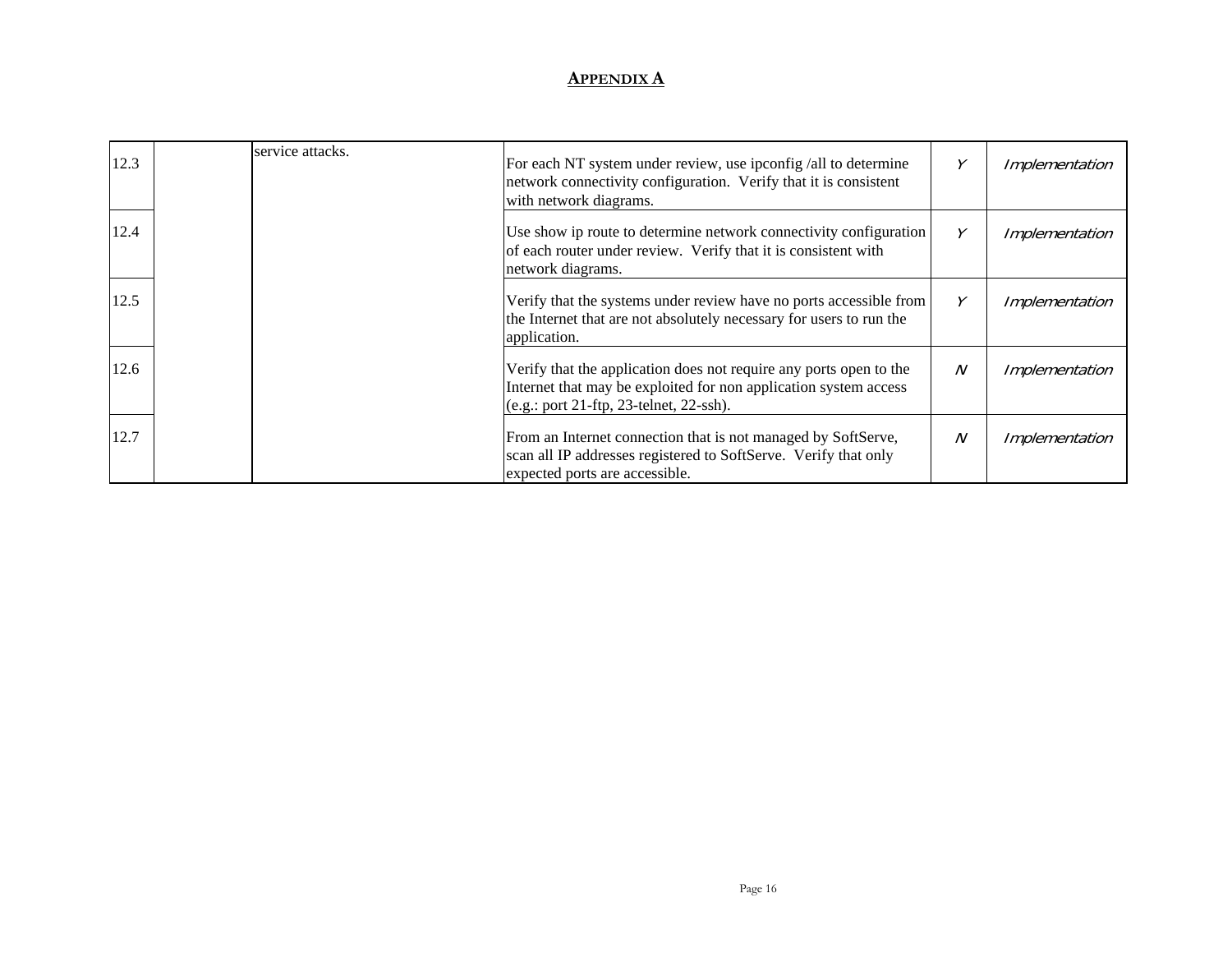## APPENDIX A

| | | | | | |
|---|---|---|---|---|---|
| 12.3 | | service attacks. | For each NT system under review, use ipconfig /all to determine network connectivity configuration. Verify that it is consistent with network diagrams. | *Y* | *Implementation* |
| 12.4 | | | Use show ip route to determine network connectivity configuration of each router under review. Verify that it is consistent with network diagrams. | *Y* | *Implementation* |
| 12.5 | | | Verify that the systems under review have no ports accessible from the Internet that are not absolutely necessary for users to run the application. | *Y* | *Implementation* |
| 12.6 | | | Verify that the application does not require any ports open to the Internet that may be exploited for non application system access (e.g.: port 21-ftp, 23-telnet, 22-ssh). | *N* | *Implementation* |
| 12.7 | | | From an Internet connection that is not managed by SoftServe, scan all IP addresses registered to SoftServe. Verify that only expected ports are accessible. | *N* | *Implementation* |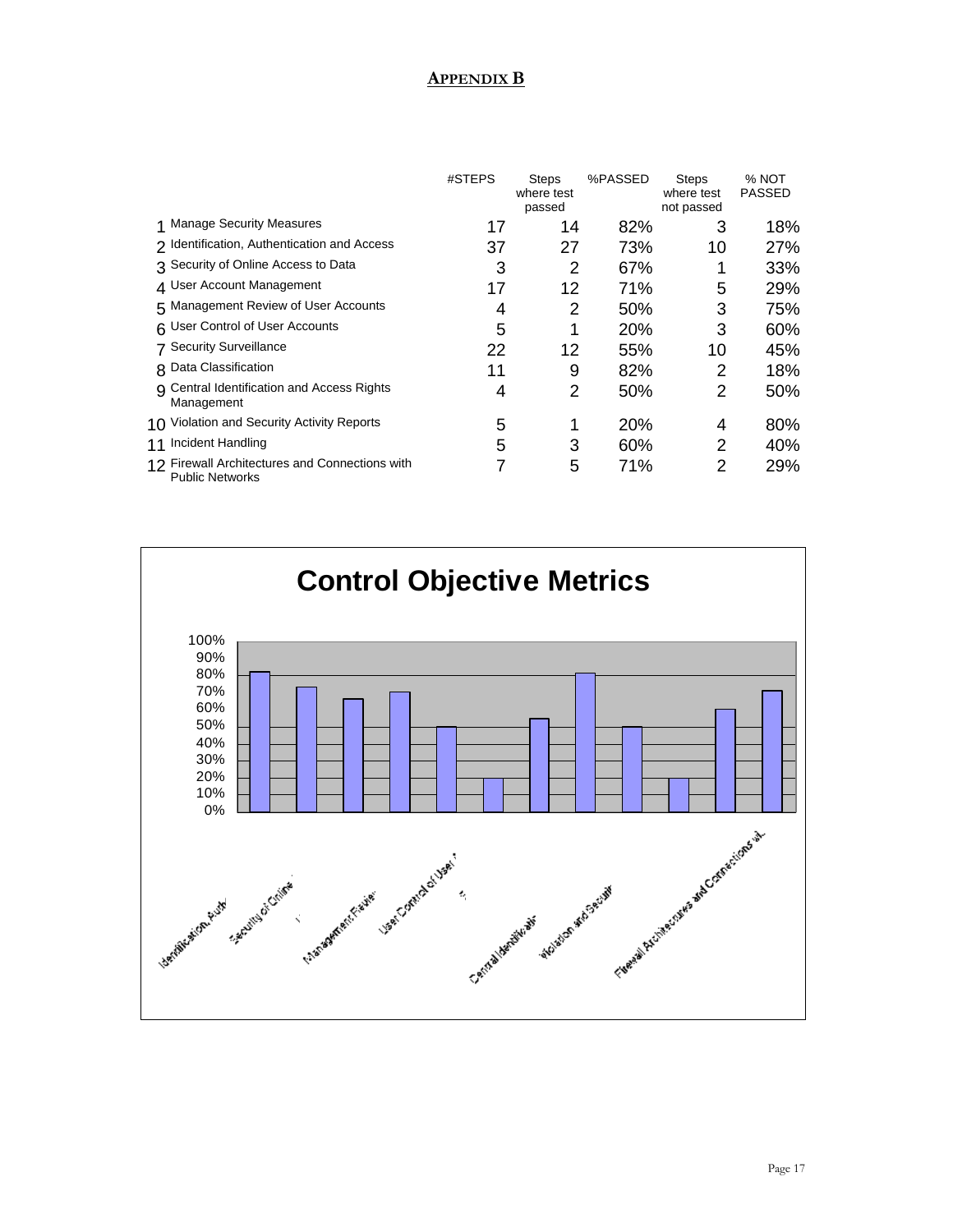## APPENDIX B

| | | #STEPS | Steps where test passed | %PASSED | Steps where test not passed | % NOT PASSED |
|---|---|---|---|---|---|---|
| 1 | Manage Security Measures | 17 | 14 | 82% | 3 | 18% |
| 2 | Identification, Authentication and Access | 37 | 27 | 73% | 10 | 27% |
| 3 | Security of Online Access to Data | 3 | 2 | 67% | 1 | 33% |
| 4 | User Account Management | 17 | 12 | 71% | 5 | 29% |
| 5 | Management Review of User Accounts | 4 | 2 | 50% | 3 | 75% |
| 6 | User Control of User Accounts | 5 | 1 | 20% | 3 | 60% |
| 7 | Security Surveillance | 22 | 12 | 55% | 10 | 45% |
| 8 | Data Classification | 11 | 9 | 82% | 2 | 18% |
| 9 | Central Identification and Access Rights Management | 4 | 2 | 50% | 2 | 50% |
| 10 | Violation and Security Activity Reports | 5 | 1 | 20% | 4 | 80% |
| 11 | Incident Handling | 5 | 3 | 60% | 2 | 40% |
| 12 | Firewall Architectures and Connections with Public Networks | 7 | 5 | 71% | 2 | 29% |

**Control Objective Metrics**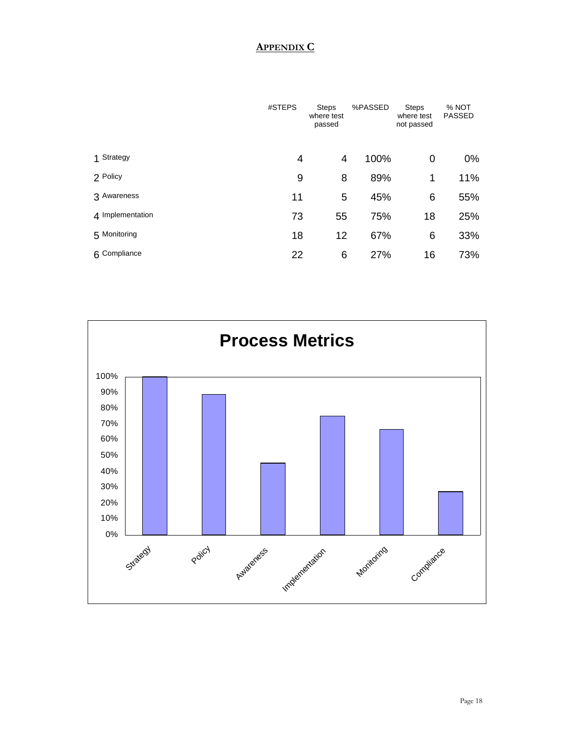## APPENDIX C

| | #STEPS | Steps where test passed | %PASSED | Steps where test not passed | % NOT PASSED |
|---|---|---|---|---|---|
| 1 Strategy | 4 | 4 | 100% | 0 | 0% |
| 2 Policy | 9 | 8 | 89% | 1 | 11% |
| 3 Awareness | 11 | 5 | 45% | 6 | 55% |
| 4 Implementation | 73 | 55 | 75% | 18 | 25% |
| 5 Monitoring | 18 | 12 | 67% | 6 | 33% |
| 6 Compliance | 22 | 6 | 27% | 16 | 73% |

**Process Metrics**

100%
90%
80%
70%
60%
50%
40%
30%
20%
10%
0%

Strategy
Policy
Awareness
Implementation
Monitoring
Compliance